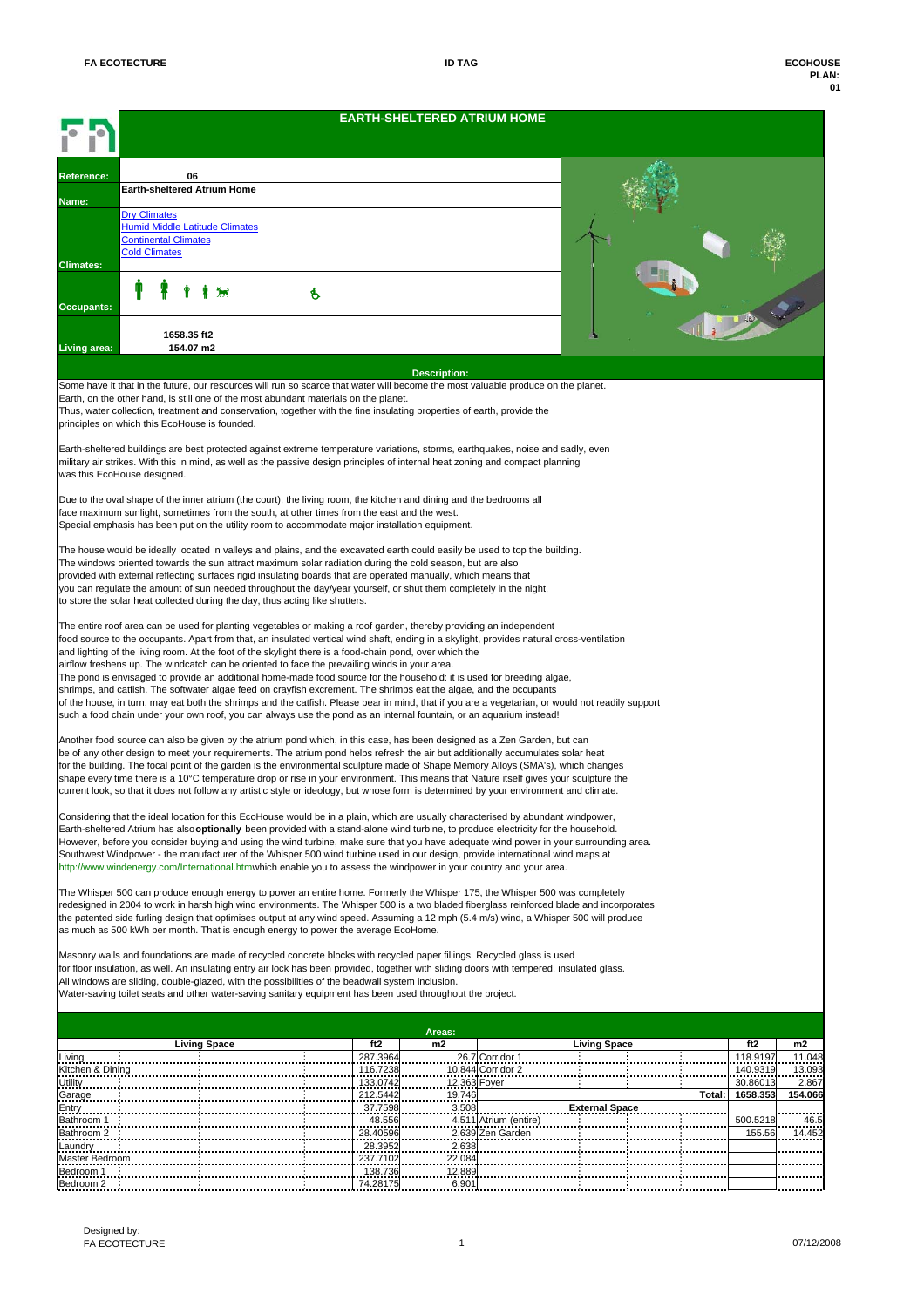**FA ECOTECTURE** | **ID TAG** | **ECOHOUSE PLAN: 01**

# EARTH-SHELTERED ATRIUM HOME

| | |
|---|---|
| **Reference:** | 06 |
| **Name:** | Earth-sheltered Atrium Home |
| **Climates:** | Dry Climates<br>Humid Middle Latitude Climates<br>Continental Climates<br>Cold Climates |
| **Occupants:** | |
| **Living area:** | 1658.35 ft2<br>154.07 m2 |

## Description:

Some have it that in the future, our resources will run so scarce that water will become the most valuable produce on the planet.
Earth, on the other hand, is still one of the most abundant materials on the planet.
Thus, water collection, treatment and conservation, together with the fine insulating properties of earth, provide the principles on which this EcoHouse is founded.

Earth-sheltered buildings are best protected against extreme temperature variations, storms, earthquakes, noise and sadly, even military air strikes. With this in mind, as well as the passive design principles of internal heat zoning and compact planning was this EcoHouse designed.

Due to the oval shape of the inner atrium (the court), the living room, the kitchen and dining and the bedrooms all face maximum sunlight, sometimes from the south, at other times from the east and the west.
Special emphasis has been put on the utility room to accommodate major installation equipment.

The house would be ideally located in valleys and plains, and the excavated earth could easily be used to top the building.
The windows oriented towards the sun attract maximum solar radiation during the cold season, but are also provided with external reflecting surfaces rigid insulating boards that are operated manually, which means that you can regulate the amount of sun needed throughout the day/year yourself, or shut them completely in the night, to store the solar heat collected during the day, thus acting like shutters.

The entire roof area can be used for planting vegetables or making a roof garden, thereby providing an independent food source to the occupants. Apart from that, an insulated vertical wind shaft, ending in a skylight, provides natural cross-ventilation and lighting of the living room. At the foot of the skylight there is a food-chain pond, over which the airflow freshens up. The windcatch can be oriented to face the prevailing winds in your area.
The pond is envisaged to provide an additional home-made food source for the household: it is used for breeding algae, shrimps, and catfish. The softwater algae feed on crayfish excrement. The shrimps eat the algae, and the occupants of the house, in turn, may eat both the shrimps and the catfish. Please bear in mind, that if you are a vegetarian, or would not readily support such a food chain under your own roof, you can always use the pond as an internal fountain, or an aquarium instead!

Another food source can also be given by the atrium pond which, in this case, has been designed as a Zen Garden, but can be of any other design to meet your requirements. The atrium pond helps refresh the air but additionally accumulates solar heat for the building. The focal point of the garden is the environmental sculpture made of Shape Memory Alloys (SMA's), which changes shape every time there is a 10°C temperature drop or rise in your environment. This means that Nature itself gives your sculpture the current look, so that it does not follow any artistic style or ideology, but whose form is determined by your environment and climate.

Considering that the ideal location for this EcoHouse would be in a plain, which are usually characterised by abundant windpower, Earth-sheltered Atrium has also **optionally** been provided with a stand-alone wind turbine, to produce electricity for the household. However, before you consider buying and using the wind turbine, make sure that you have adequate wind power in your surrounding area. Southwest Windpower - the manufacturer of the Whisper 500 wind turbine used in our design, provide international wind maps at http://www.windenergy.com/International.htmwhich enable you to assess the windpower in your country and your area.

The Whisper 500 can produce enough energy to power an entire home. Formerly the Whisper 175, the Whisper 500 was completely redesigned in 2004 to work in harsh high wind environments. The Whisper 500 is a two bladed fiberglass reinforced blade and incorporates the patented side furling design that optimises output at any wind speed. Assuming a 12 mph (5.4 m/s) wind, a Whisper 500 will produce as much as 500 kWh per month. That is enough energy to power the average EcoHouse.

Masonry walls and foundations are made of recycled concrete blocks with recycled paper fillings. Recycled glass is used for floor insulation, as well. An insulating entry air lock has been provided, together with sliding doors with tempered, insulated glass. All windows are sliding, double-glazed, with the possibilities of the beadwall system inclusion.
Water-saving toilet seats and other water-saving sanitary equipment has been used throughout the project.

## Areas:

| Living Space | ft2 | m2 | Living Space | ft2 | m2 |
|---|---|---|---|---|---|
| Living | 287.3964 | 26.7 | Corridor 1 | 118.9197 | 11.048 |
| Kitchen & Dining | 116.7238 | 10.844 | Corridor 2 | 140.9319 | 13.093 |
| Utility | 133.0742 | 12.363 | Foyer | 30.86013 | 2.867 |
| Garage | 212.5442 | 19.746 | **Total:** | **1658.353** | **154.066** |
| Entry | 37.7598 | 3.508 | **External Space** | | |
| Bathroom 1 | 48.556 | 4.511 | Atrium (entire) | 500.5218 | 46.5 |
| Bathroom 2 | 28.40596 | 2.639 | Zen Garden | 155.56 | 14.452 |
| Laundry | 28.3952 | 2.638 | | | |
| Master Bedroom | 237.7102 | 22.084 | | | |
| Bedroom 1 | 138.736 | 12.889 | | | |
| Bedroom 2 | 74.28175 | 6.901 | | | |

Designed by:
FA ECOTECTURE

07/12/2008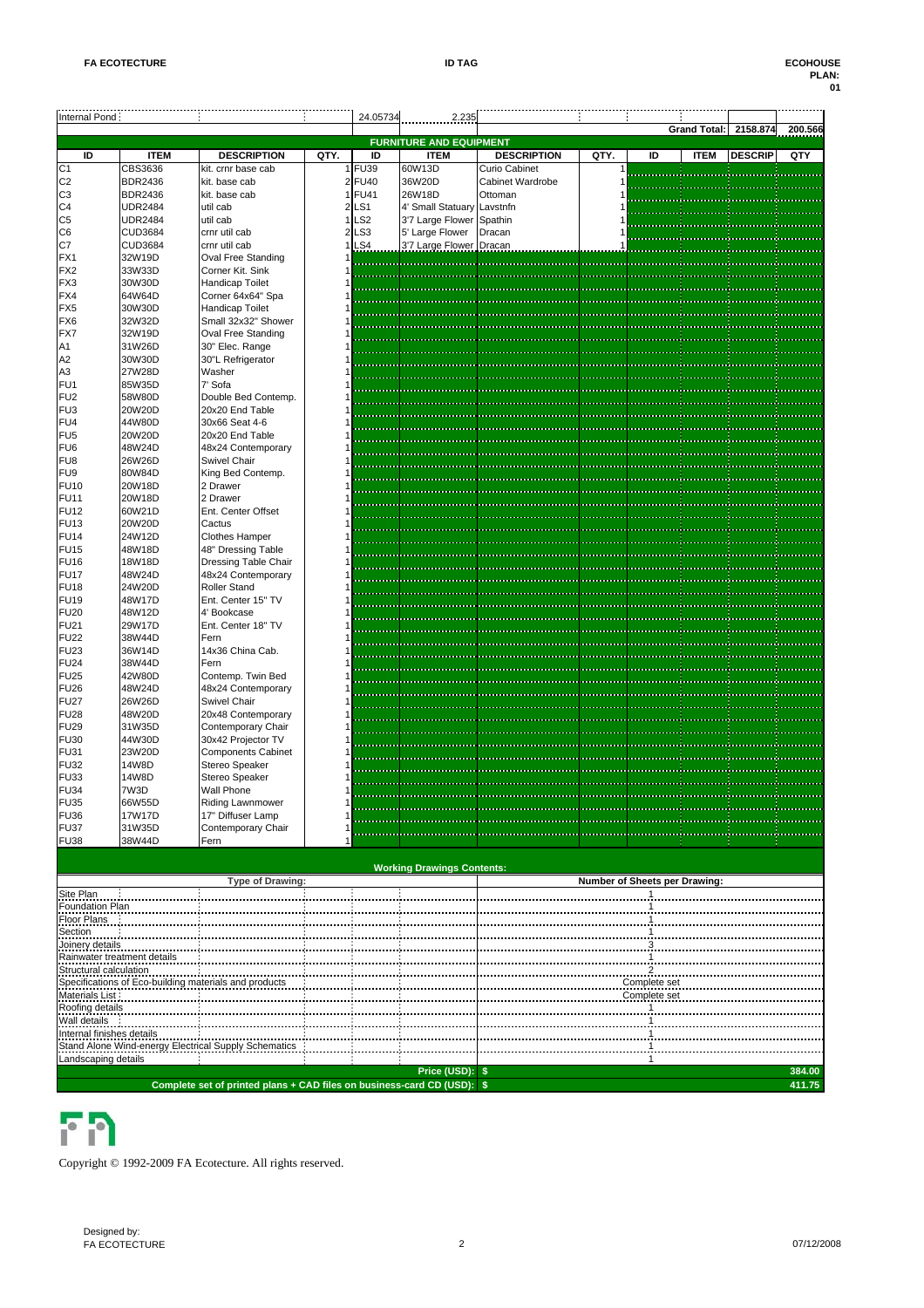**FA ECOTECTURE** | **ID TAG** | **ECOHOUSE PLAN: 01**

| | | | | | | | | | | | |
|---|---|---|---|---|---|---|---|---|---|---|---|
| Internal Pond | | | | 24.05734 | 2.235 | | | | | | |
| | | | | | | | | | Grand Total: | 2158.874 | 200.566 |
| | | | | **FURNITURE AND EQUIPMENT** | | | | | | | |
| **ID** | **ITEM** | **DESCRIPTION** | **QTY.** | **ID** | **ITEM** | **DESCRIPTION** | **QTY.** | **ID** | **ITEM** | **DESCRIP** | **QTY** |
| C1 | CBS3636 | kit. crnr base cab | 1 | FU39 | 60W13D | Curio Cabinet | 1 | | | | |
| C2 | BDR2436 | kit. base cab | 2 | FU40 | 36W20D | Cabinet Wardrobe | 1 | | | | |
| C3 | BDR2436 | kit. base cab | 1 | FU41 | 26W18D | Ottoman | 1 | | | | |
| C4 | UDR2484 | util cab | 2 | LS1 | 4' Small Statuary | Lavstnfn | 1 | | | | |
| C5 | UDR2484 | util cab | 1 | LS2 | 3'7 Large Flower | Spathin | 1 | | | | |
| C6 | CUD3684 | crnr util cab | 2 | LS3 | 5' Large Flower | Dracan | 1 | | | | |
| C7 | CUD3684 | crnr util cab | 1 | LS4 | 3'7 Large Flower | Dracan | 1 | | | | |
| FX1 | 32W19D | Oval Free Standing | 1 | | | | | | | | |
| FX2 | 33W33D | Corner Kit. Sink | 1 | | | | | | | | |
| FX3 | 30W30D | Handicap Toilet | 1 | | | | | | | | |
| FX4 | 64W64D | Corner 64x64" Spa | 1 | | | | | | | | |
| FX5 | 30W30D | Handicap Toilet | 1 | | | | | | | | |
| FX6 | 32W32D | Small 32x32" Shower | 1 | | | | | | | | |
| FX7 | 32W19D | Oval Free Standing | 1 | | | | | | | | |
| A1 | 31W26D | 30" Elec. Range | 1 | | | | | | | | |
| A2 | 30W30D | 30"L Refrigerator | 1 | | | | | | | | |
| A3 | 27W28D | Washer | 1 | | | | | | | | |
| FU1 | 85W35D | 7' Sofa | 1 | | | | | | | | |
| FU2 | 58W80D | Double Bed Contemp. | 1 | | | | | | | | |
| FU3 | 20W20D | 20x20 End Table | 1 | | | | | | | | |
| FU4 | 44W80D | 30x66 Seat 4-6 | 1 | | | | | | | | |
| FU5 | 20W20D | 20x20 End Table | 1 | | | | | | | | |
| FU6 | 48W24D | 48x24 Contemporary | 1 | | | | | | | | |
| FU8 | 26W26D | Swivel Chair | 1 | | | | | | | | |
| FU9 | 80W84D | King Bed Contemp. | 1 | | | | | | | | |
| FU10 | 20W18D | 2 Drawer | 1 | | | | | | | | |
| FU11 | 20W18D | 2 Drawer | 1 | | | | | | | | |
| FU12 | 60W21D | Ent. Center Offset | 1 | | | | | | | | |
| FU13 | 20W20D | Cactus | 1 | | | | | | | | |
| FU14 | 24W12D | Clothes Hamper | 1 | | | | | | | | |
| FU15 | 48W18D | 48" Dressing Table | 1 | | | | | | | | |
| FU16 | 18W18D | Dressing Table Chair | 1 | | | | | | | | |
| FU17 | 48W24D | 48x24 Contemporary | 1 | | | | | | | | |
| FU18 | 24W20D | Roller Stand | 1 | | | | | | | | |
| FU19 | 48W17D | Ent. Center 15" TV | 1 | | | | | | | | |
| FU20 | 48W12D | 4' Bookcase | 1 | | | | | | | | |
| FU21 | 29W17D | Ent. Center 18" TV | 1 | | | | | | | | |
| FU22 | 38W44D | Fern | 1 | | | | | | | | |
| FU23 | 36W14D | 14x36 China Cab. | 1 | | | | | | | | |
| FU24 | 38W44D | Fern | 1 | | | | | | | | |
| FU25 | 42W80D | Contemp. Twin Bed | 1 | | | | | | | | |
| FU26 | 48W24D | 48x24 Contemporary | 1 | | | | | | | | |
| FU27 | 26W26D | Swivel Chair | 1 | | | | | | | | |
| FU28 | 48W20D | 20x48 Contemporary | 1 | | | | | | | | |
| FU29 | 31W35D | Contemporary Chair | 1 | | | | | | | | |
| FU30 | 44W30D | 30x42 Projector TV | 1 | | | | | | | | |
| FU31 | 23W20D | Components Cabinet | 1 | | | | | | | | |
| FU32 | 14W8D | Stereo Speaker | 1 | | | | | | | | |
| FU33 | 14W8D | Stereo Speaker | 1 | | | | | | | | |
| FU34 | 7W3D | Wall Phone | 1 | | | | | | | | |
| FU35 | 66W55D | Riding Lawnmower | 1 | | | | | | | | |
| FU36 | 17W17D | 17" Diffuser Lamp | 1 | | | | | | | | |
| FU37 | 31W35D | Contemporary Chair | 1 | | | | | | | | |
| FU38 | 38W44D | Fern | 1 | | | | | | | | |

**Working Drawings Contents:**

| Type of Drawing: | Number of Sheets per Drawing: |
|---|---|
| Site Plan | 1 |
| Foundation Plan | 1 |
| Floor Plans | 1 |
| Section | 1 |
| Joinery details | 3 |
| Rainwater treatment details | 1 |
| Structural calculation | 2 |
| Specifications of Eco-building materials and products | Complete set |
| Materials List | Complete set |
| Roofing details | 1 |
| Wall details | 1 |
| Internal finishes details | 1 |
| Stand Alone Wind-energy Electrical Supply Schematics | 1 |
| Landscaping details | 1 |
| **Price (USD): $** | **384.00** |
| **Complete set of printed plans + CAD files on business-card CD (USD): $** | **411.75** |

Copyright © 1992-2009 FA Ecotecture. All rights reserved.

Designed by:
FA ECOTECTURE

07/12/2008